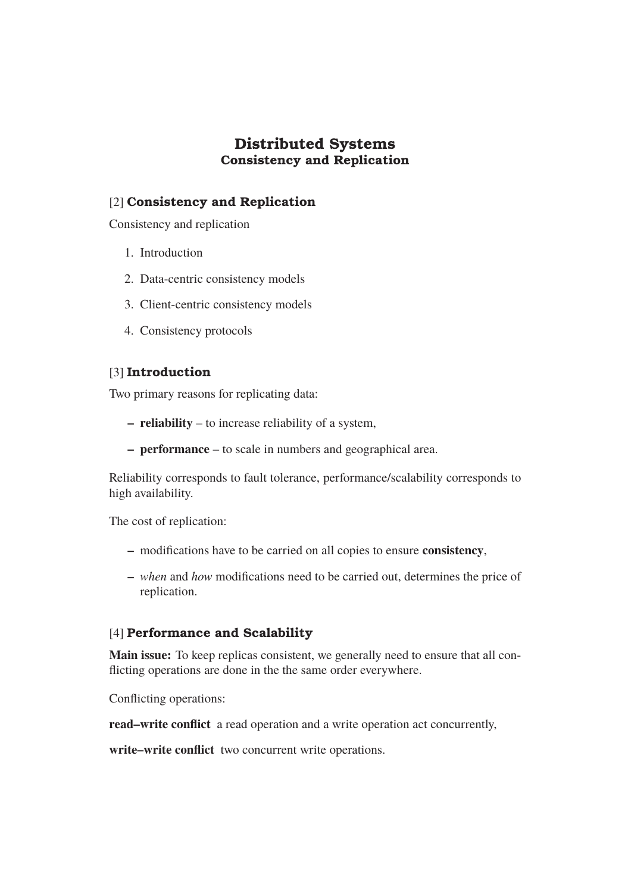# Distributed Systems
## Consistency and Replication

### [2] Consistency and Replication

Consistency and replication

1. Introduction
2. Data-centric consistency models
3. Client-centric consistency models
4. Consistency protocols

### [3] Introduction

Two primary reasons for replicating data:

- **reliability** – to increase reliability of a system,
- **performance** – to scale in numbers and geographical area.

Reliability corresponds to fault tolerance, performance/scalability corresponds to high availability.

The cost of replication:

- modifications have to be carried on all copies to ensure **consistency**,
- *when* and *how* modifications need to be carried out, determines the price of replication.

### [4] Performance and Scalability

**Main issue:** To keep replicas consistent, we generally need to ensure that all conflicting operations are done in the the same order everywhere.

Conflicting operations:

**read–write conflict** a read operation and a write operation act concurrently,

**write–write conflict** two concurrent write operations.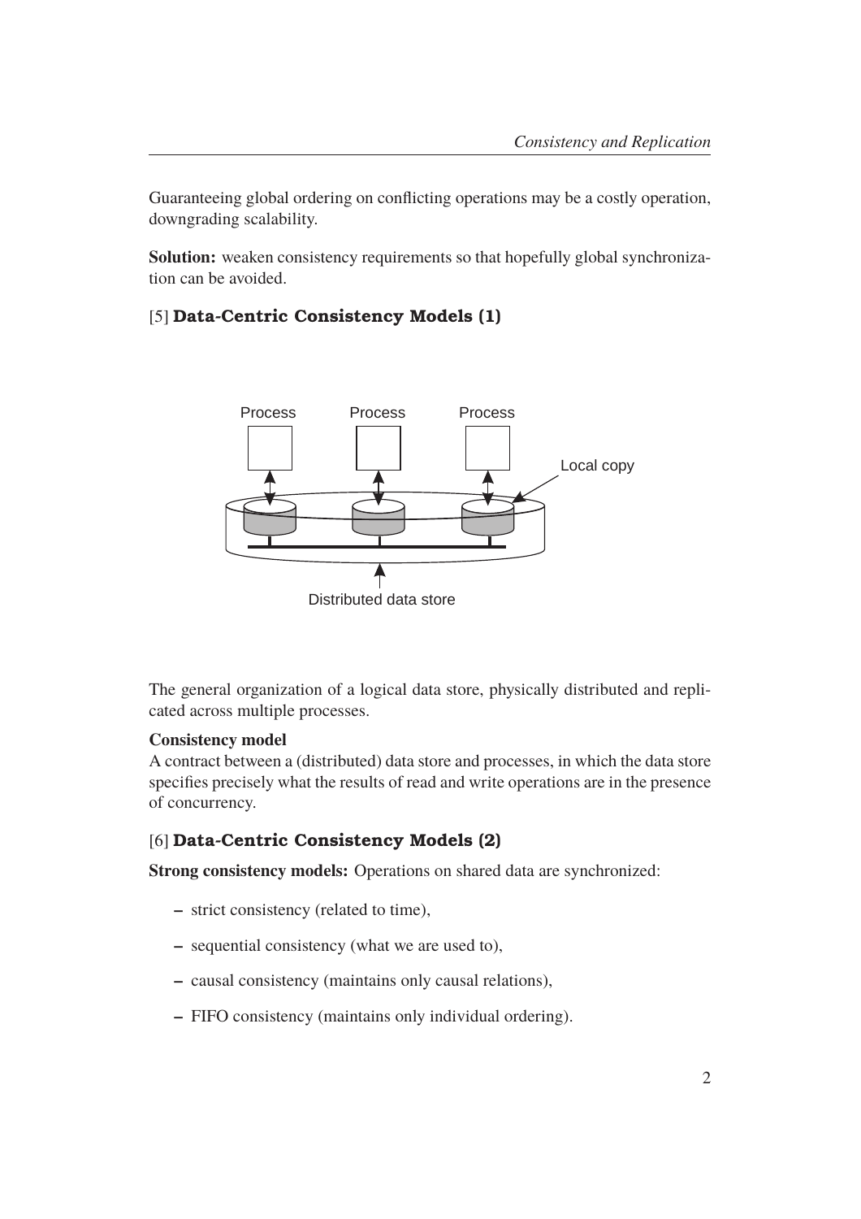Guaranteeing global ordering on conflicting operations may be a costly operation, downgrading scalability.

**Solution:** weaken consistency requirements so that hopefully global synchronization can be avoided.

## [5] Data-Centric Consistency Models (1)

The general organization of a logical data store, physically distributed and replicated across multiple processes.

**Consistency model**
A contract between a (distributed) data store and processes, in which the data store specifies precisely what the results of read and write operations are in the presence of concurrency.

## [6] Data-Centric Consistency Models (2)

**Strong consistency models:** Operations on shared data are synchronized:

- strict consistency (related to time),
- sequential consistency (what we are used to),
- causal consistency (maintains only causal relations),
- FIFO consistency (maintains only individual ordering).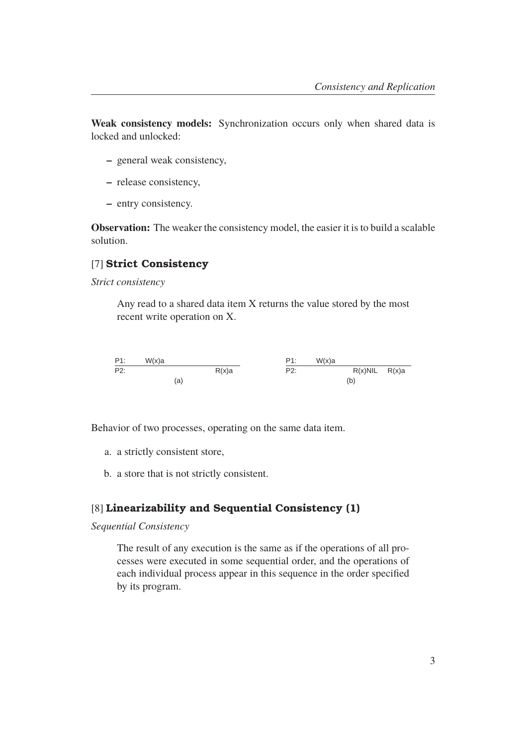**Weak consistency models:** Synchronization occurs only when shared data is locked and unlocked:

- general weak consistency,
- release consistency,
- entry consistency.

**Observation:** The weaker the consistency model, the easier it is to build a scalable solution.

## [7] Strict Consistency

*Strict consistency*

> Any read to a shared data item X returns the value stored by the most recent write operation on X.

(a)

| | | |
|---|---|---|
| P1: | W(x)a | |
| P2: | | R(x)a |

(b)

| | | | |
|---|---|---|---|
| P1: | W(x)a | | |
| P2: | | R(x)NIL | R(x)a |

Behavior of two processes, operating on the same data item.

a. a strictly consistent store,

b. a store that is not strictly consistent.

## [8] Linearizability and Sequential Consistency (1)

*Sequential Consistency*

> The result of any execution is the same as if the operations of all processes were executed in some sequential order, and the operations of each individual process appear in this sequence in the order specified by its program.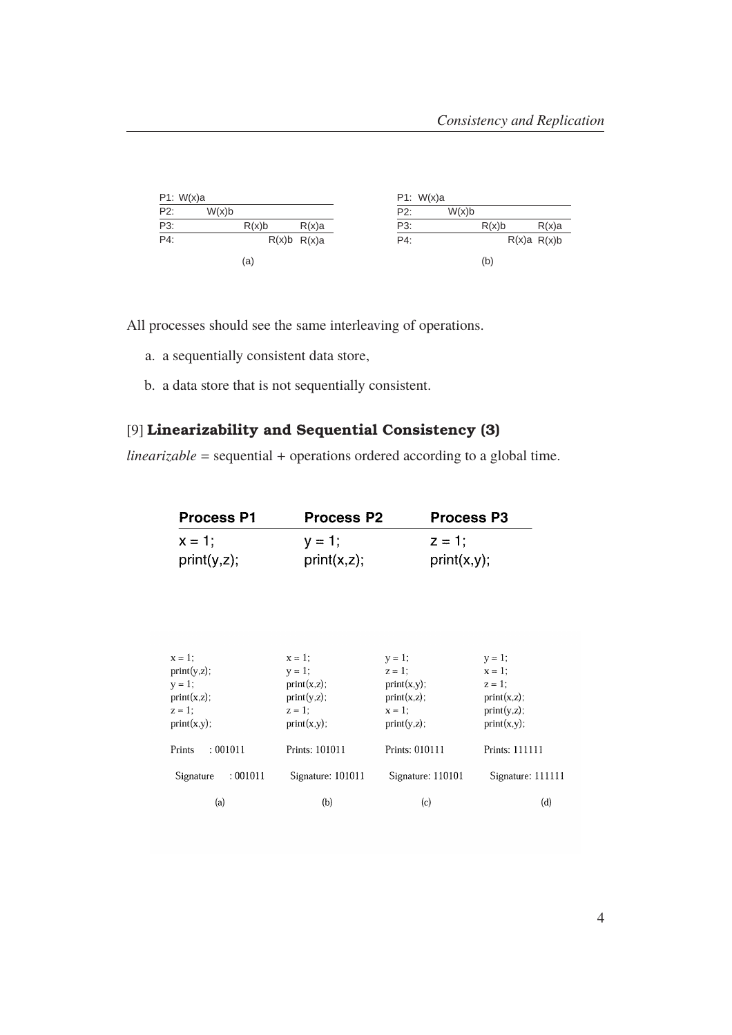| P1: W(x)a | | | |
|---|---|---|---|
| P2: | W(x)b | | |
| P3: | | R(x)b | R(x)a |
| P4: | | R(x)b | R(x)a |

(a)

| P1: W(x)a | | | |
|---|---|---|---|
| P2: | W(x)b | | |
| P3: | | R(x)b | R(x)a |
| P4: | | R(x)a | R(x)b |

(b)

All processes should see the same interleaving of operations.

a. a sequentially consistent data store,

b. a data store that is not sequentially consistent.

## [9] **Linearizability and Sequential Consistency (3)**

*linearizable* = sequential + operations ordered according to a global time.

| Process P1 | Process P2 | Process P3 |
|---|---|---|
| x = 1; | y = 1; | z = 1; |
| print(y,z); | print(x,z); | print(x,y); |

| (a) | (b) | (c) | (d) |
|---|---|---|---|
| x = 1; | x = 1; | y = 1; | y = 1; |
| print(y,z); | y = 1; | z = 1; | x = 1; |
| y = 1; | print(x,z); | print(x,y); | z = 1; |
| print(x,z); | print(y,z); | print(x,z); | print(x,z); |
| z = 1; | z = 1; | x = 1; | print(y,z); |
| print(x,y); | print(x,y); | print(y,z); | print(x,y); |
| Prints : 001011 | Prints: 101011 | Prints: 010111 | Prints: 111111 |
| Signature : 001011 | Signature: 101011 | Signature: 110101 | Signature: 111111 |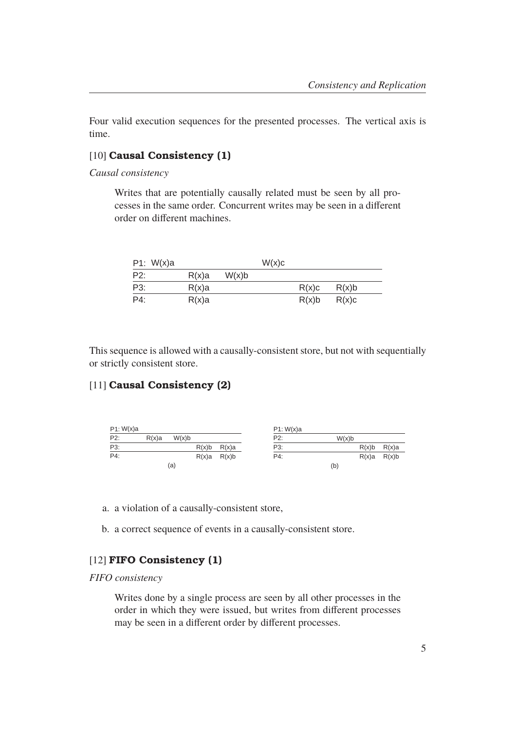Four valid execution sequences for the presented processes. The vertical axis is time.

### [10] **Causal Consistency (1)**

*Causal consistency*

> Writes that are potentially causally related must be seen by all processes in the same order. Concurrent writes may be seen in a different order on different machines.

| P1: W(x)a | | | W(x)c | | |
|---|---|---|---|---|---|
| P2: | R(x)a | W(x)b | | | |
| P3: | R(x)a | | | R(x)c | R(x)b |
| P4: | R(x)a | | | R(x)b | R(x)c |

This sequence is allowed with a causally-consistent store, but not with sequentially or strictly consistent store.

### [11] **Causal Consistency (2)**

| P1: W(x)a | | | | |
|---|---|---|---|---|
| P2: | R(x)a | W(x)b | | |
| P3: | | | R(x)b | R(x)a |
| P4: | | | R(x)a | R(x)b |

(a)

| P1: W(x)a | | | |
|---|---|---|---|
| P2: | W(x)b | | |
| P3: | | R(x)b | R(x)a |
| P4: | | R(x)a | R(x)b |

(b)

a. a violation of a causally-consistent store,

b. a correct sequence of events in a causally-consistent store.

### [12] **FIFO Consistency (1)**

*FIFO consistency*

> Writes done by a single process are seen by all other processes in the order in which they were issued, but writes from different processes may be seen in a different order by different processes.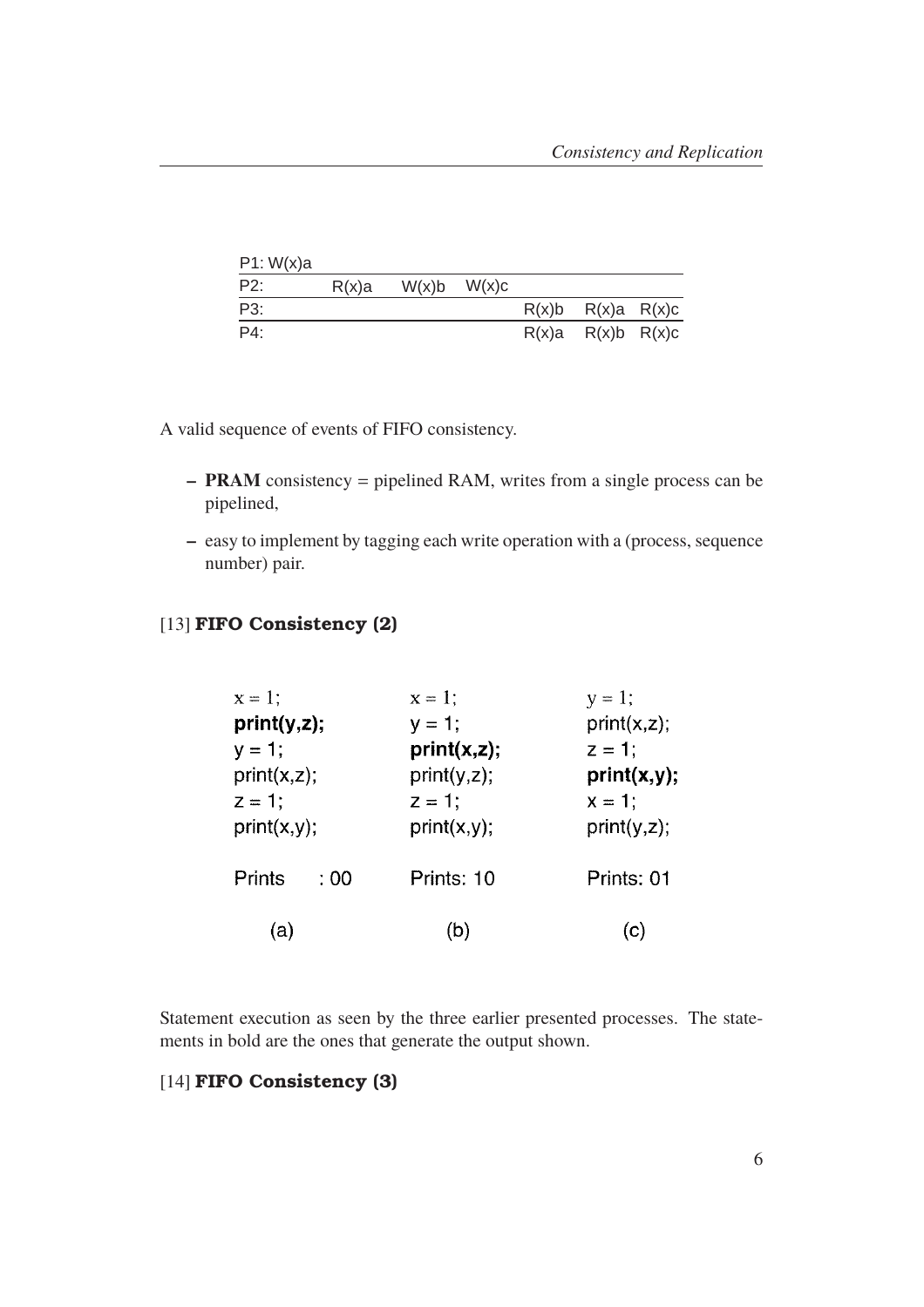| P1: W(x)a | | | | | | |
|---|---|---|---|---|---|---|
| P2: | R(x)a | W(x)b | W(x)c | | | |
| P3: | | | | R(x)b | R(x)a | R(x)c |
| P4: | | | | R(x)a | R(x)b | R(x)c |

A valid sequence of events of FIFO consistency.

- **PRAM** consistency = pipelined RAM, writes from a single process can be pipelined,
- easy to implement by tagging each write operation with a (process, sequence number) pair.

## [13] FIFO Consistency (2)

| (a) | (b) | (c) |
|---|---|---|
| x = 1; | x = 1; | y = 1; |
| **print(y,z);** | y = 1; | print(x,z); |
| y = 1; | **print(x,z);** | z = 1; |
| print(x,z); | print(y,z); | **print(x,y);** |
| z = 1; | z = 1; | x = 1; |
| print(x,y); | print(x,y); | print(y,z); |
| Prints : 00 | Prints: 10 | Prints: 01 |

Statement execution as seen by the three earlier presented processes. The statements in bold are the ones that generate the output shown.

## [14] FIFO Consistency (3)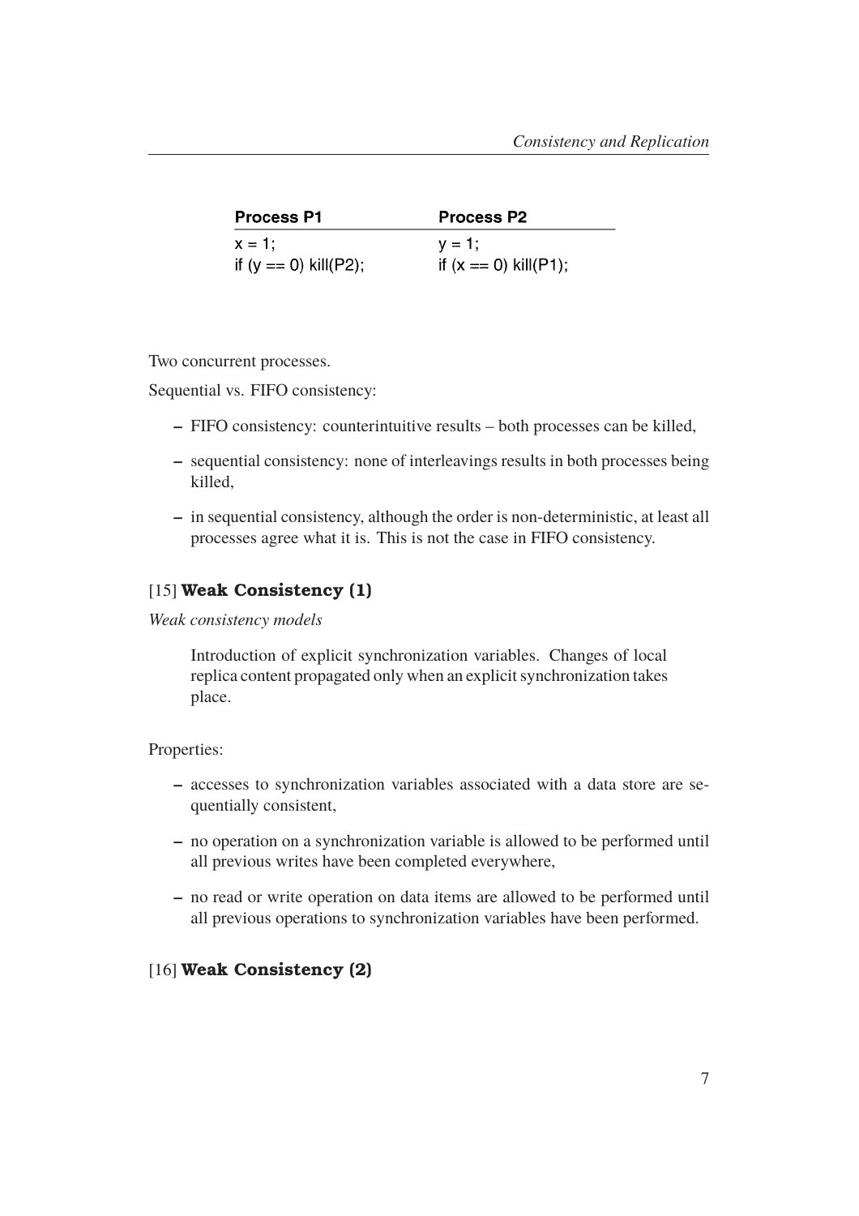| Process P1 | Process P2 |
|---|---|
| x = 1; | y = 1; |
| if (y == 0) kill(P2); | if (x == 0) kill(P1); |

Two concurrent processes.

Sequential vs. FIFO consistency:

- FIFO consistency: counterintuitive results – both processes can be killed,
- sequential consistency: none of interleavings results in both processes being killed,
- in sequential consistency, although the order is non-deterministic, at least all processes agree what it is. This is not the case in FIFO consistency.

## [15] **Weak Consistency (1)**

*Weak consistency models*

> Introduction of explicit synchronization variables. Changes of local replica content propagated only when an explicit synchronization takes place.

Properties:

- accesses to synchronization variables associated with a data store are sequentially consistent,
- no operation on a synchronization variable is allowed to be performed until all previous writes have been completed everywhere,
- no read or write operation on data items are allowed to be performed until all previous operations to synchronization variables have been performed.

## [16] **Weak Consistency (2)**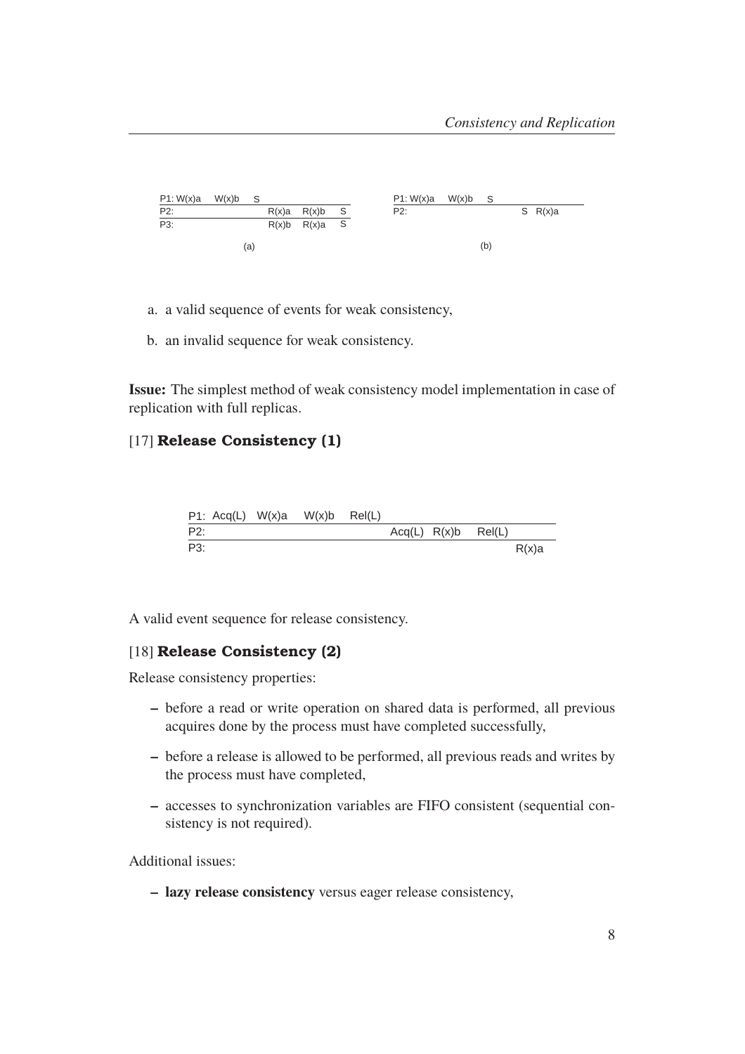| P1: W(x)a | W(x)b | S | | | |
| --- | --- | --- | --- | --- | --- |
| P2: | | | R(x)a | R(x)b | S |
| P3: | | | R(x)b | R(x)a | S |

(a)

| P1: W(x)a | W(x)b | S | | |
| --- | --- | --- | --- | --- |
| P2: | | | S | R(x)a |

(b)

a. a valid sequence of events for weak consistency,

b. an invalid sequence for weak consistency.

**Issue:** The simplest method of weak consistency model implementation in case of replication with full replicas.

## [17] Release Consistency (1)

| P1: Acq(L) | W(x)a | W(x)b | Rel(L) | | | | |
| --- | --- | --- | --- | --- | --- | --- | --- |
| P2: | | | | Acq(L) | R(x)b | Rel(L) | |
| P3: | | | | | | | R(x)a |

A valid event sequence for release consistency.

## [18] Release Consistency (2)

Release consistency properties:

- before a read or write operation on shared data is performed, all previous acquires done by the process must have completed successfully,
- before a release is allowed to be performed, all previous reads and writes by the process must have completed,
- accesses to synchronization variables are FIFO consistent (sequential consistency is not required).

Additional issues:

- **lazy release consistency** versus eager release consistency,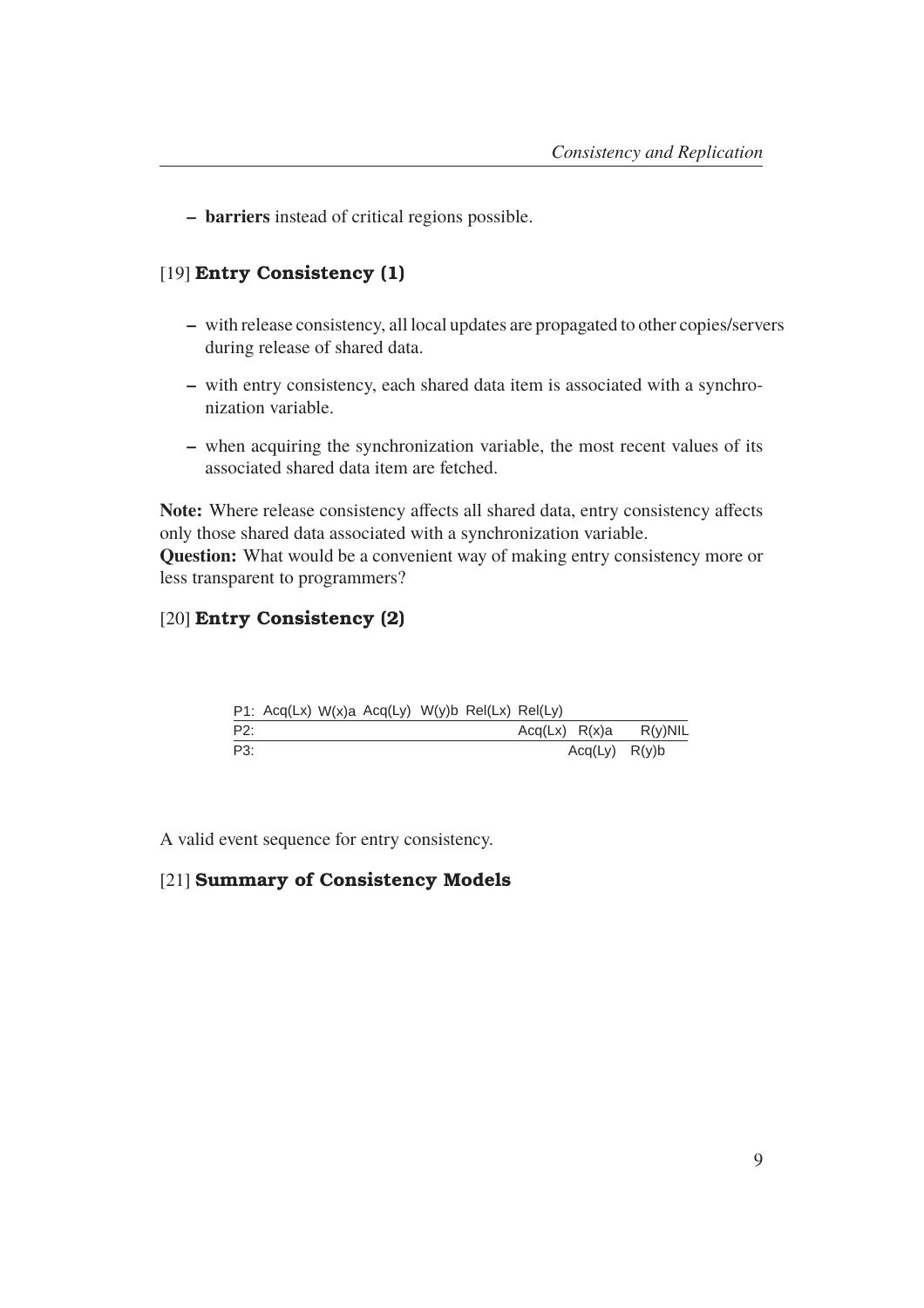– **barriers** instead of critical regions possible.

## [19] **Entry Consistency (1)**

– with release consistency, all local updates are propagated to other copies/servers during release of shared data.

– with entry consistency, each shared data item is associated with a synchronization variable.

– when acquiring the synchronization variable, the most recent values of its associated shared data item are fetched.

**Note:** Where release consistency affects all shared data, entry consistency affects only those shared data associated with a synchronization variable.
**Question:** What would be a convenient way of making entry consistency more or less transparent to programmers?

## [20] **Entry Consistency (2)**

```
P1: Acq(Lx) W(x)a Acq(Ly) W(y)b Rel(Lx) Rel(Ly)
P2:                                             Acq(Lx) R(x)a    R(y)NIL
P3:                                                   Acq(Ly) R(y)b
```

A valid event sequence for entry consistency.

## [21] **Summary of Consistency Models**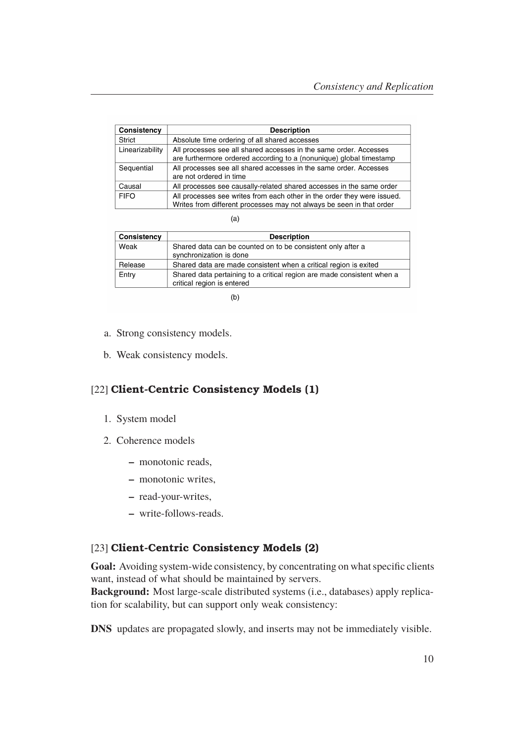| Consistency | Description |
| --- | --- |
| Strict | Absolute time ordering of all shared accesses |
| Linearizability | All processes see all shared accesses in the same order. Accesses are furthermore ordered according to a (nonunique) global timestamp |
| Sequential | All processes see all shared accesses in the same order. Accesses are not ordered in time |
| Causal | All processes see causally-related shared accesses in the same order |
| FIFO | All processes see writes from each other in the order they were issued. Writes from different processes may not always be seen in that order |

(a)

| Consistency | Description |
| --- | --- |
| Weak | Shared data can be counted on to be consistent only after a synchronization is done |
| Release | Shared data are made consistent when a critical region is exited |
| Entry | Shared data pertaining to a critical region are made consistent when a critical region is entered |

(b)

a. Strong consistency models.

b. Weak consistency models.

## [22] **Client-Centric Consistency Models (1)**

1. System model
2. Coherence models
   - monotonic reads,
   - monotonic writes,
   - read-your-writes,
   - write-follows-reads.

## [23] **Client-Centric Consistency Models (2)**

**Goal:** Avoiding system-wide consistency, by concentrating on what specific clients want, instead of what should be maintained by servers.
**Background:** Most large-scale distributed systems (i.e., databases) apply replication for scalability, but can support only weak consistency:

**DNS** updates are propagated slowly, and inserts may not be immediately visible.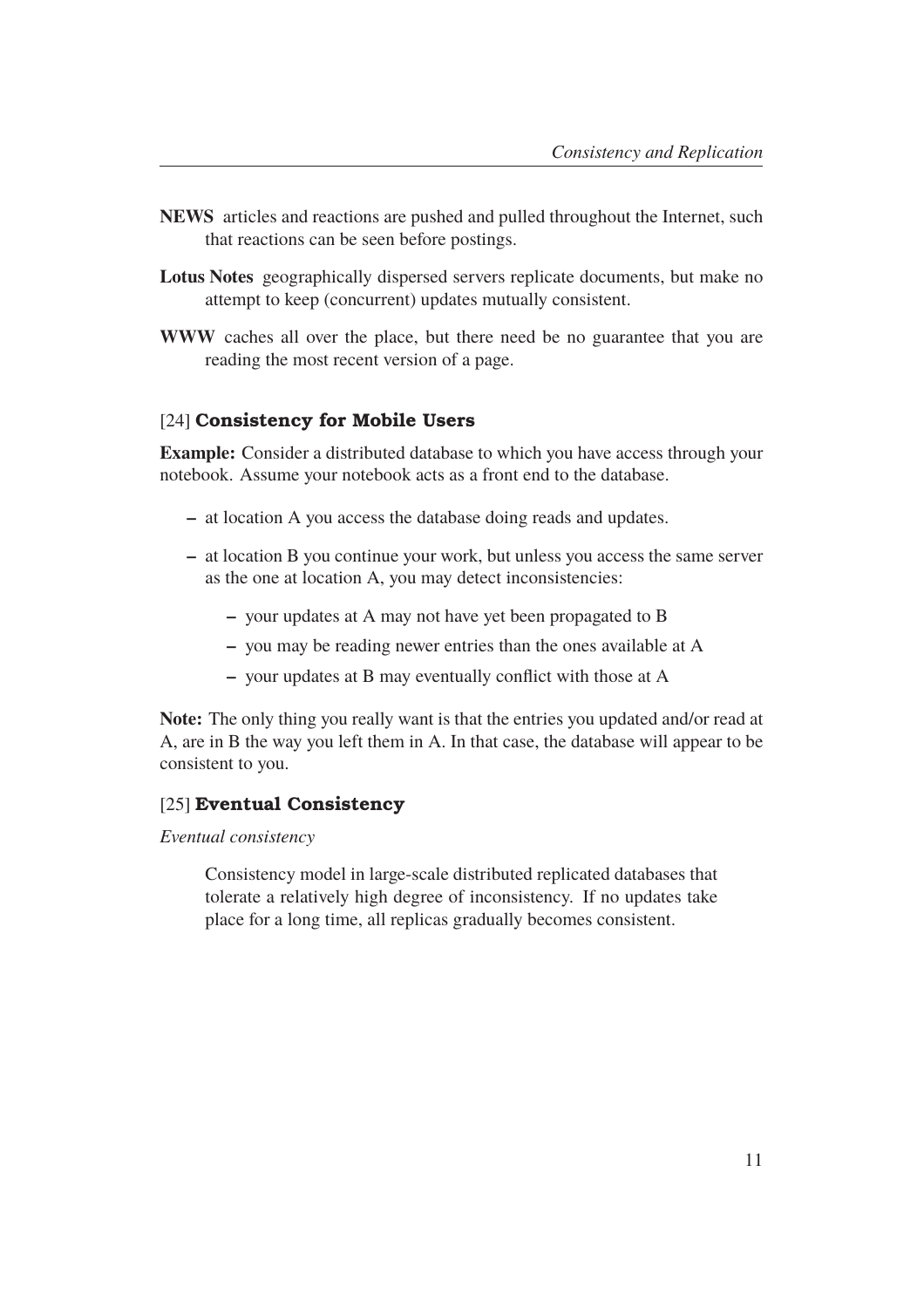**NEWS** articles and reactions are pushed and pulled throughout the Internet, such that reactions can be seen before postings.

**Lotus Notes** geographically dispersed servers replicate documents, but make no attempt to keep (concurrent) updates mutually consistent.

**WWW** caches all over the place, but there need be no guarantee that you are reading the most recent version of a page.

### [24] **Consistency for Mobile Users**

**Example:** Consider a distributed database to which you have access through your notebook. Assume your notebook acts as a front end to the database.

- at location A you access the database doing reads and updates.
- at location B you continue your work, but unless you access the same server as the one at location A, you may detect inconsistencies:
  - your updates at A may not have yet been propagated to B
  - you may be reading newer entries than the ones available at A
  - your updates at B may eventually conflict with those at A

**Note:** The only thing you really want is that the entries you updated and/or read at A, are in B the way you left them in A. In that case, the database will appear to be consistent to you.

### [25] **Eventual Consistency**

*Eventual consistency*

> Consistency model in large-scale distributed replicated databases that tolerate a relatively high degree of inconsistency. If no updates take place for a long time, all replicas gradually becomes consistent.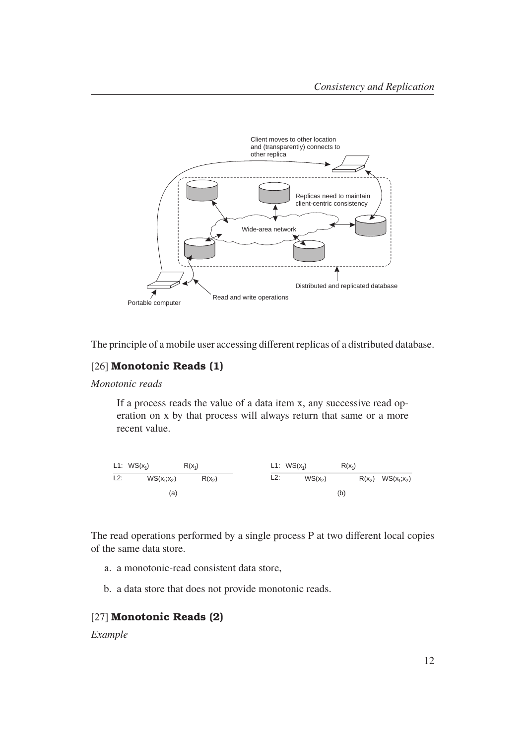The principle of a mobile user accessing different replicas of a distributed database.

## [26] **Monotonic Reads (1)**

*Monotonic reads*

> If a process reads the value of a data item x, any successive read operation on x by that process will always return that same or a more recent value.

| | (a) | | | | (b) | | |
|---|---|---|---|---|---|---|---|
| L1: | $WS(x_1)$ | | $R(x_1)$ | L1: | $WS(x_1)$ | $R(x_1)$ | |
| L2: | $WS(x_1;x_2)$ | | $R(x_2)$ | L2: | $WS(x_2)$ | $R(x_2)$ | $WS(x_1;x_2)$ |

The read operations performed by a single process P at two different local copies of the same data store.

a. a monotonic-read consistent data store,

b. a data store that does not provide monotonic reads.

## [27] **Monotonic Reads (2)**

*Example*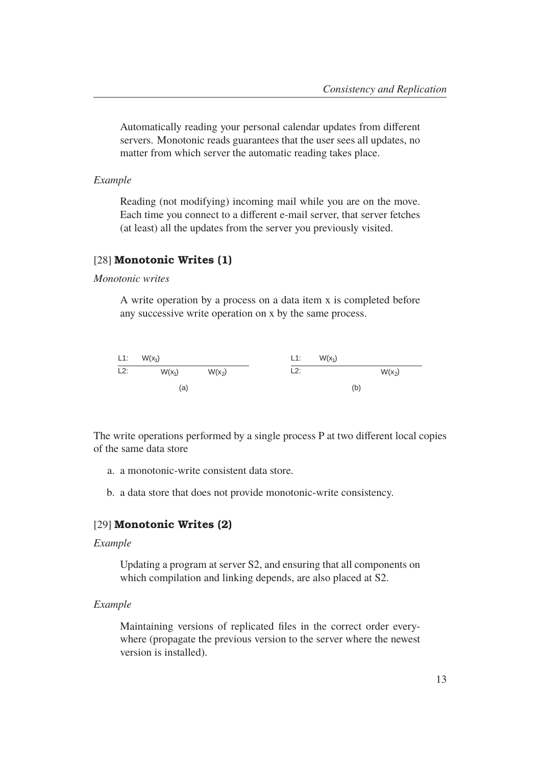Automatically reading your personal calendar updates from different servers. Monotonic reads guarantees that the user sees all updates, no matter from which server the automatic reading takes place.

*Example*

Reading (not modifying) incoming mail while you are on the move. Each time you connect to a different e-mail server, that server fetches (at least) all the updates from the server you previously visited.

## [28] **Monotonic Writes (1)**

*Monotonic writes*

A write operation by a process on a data item x is completed before any successive write operation on x by the same process.

```
L1:  W(x1)                           L1:  W(x1)
L2:       W(x1)     W(x2)            L2:                  W(x2)
            (a)                                 (b)
```

The write operations performed by a single process P at two different local copies of the same data store

a. a monotonic-write consistent data store.

b. a data store that does not provide monotonic-write consistency.

## [29] **Monotonic Writes (2)**

*Example*

Updating a program at server S2, and ensuring that all components on which compilation and linking depends, are also placed at S2.

*Example*

Maintaining versions of replicated files in the correct order everywhere (propagate the previous version to the server where the newest version is installed).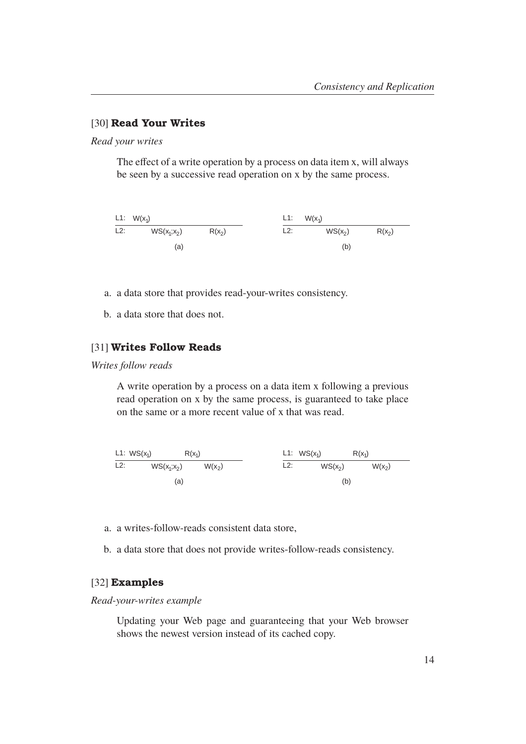## [30] **Read Your Writes**

*Read your writes*

> The effect of a write operation by a process on data item x, will always be seen by a successive read operation on x by the same process.

| | | |
|---|---|---|
| L1: $W(x_1)$ | | |
| L2: | $WS(x_1;x_2)$ | $R(x_2)$ |

(a)

| | | |
|---|---|---|
| L1: $W(x_1)$ | | |
| L2: | $WS(x_2)$ | $R(x_2)$ |

(b)

a. a data store that provides read-your-writes consistency.

b. a data store that does not.

## [31] **Writes Follow Reads**

*Writes follow reads*

> A write operation by a process on a data item x following a previous read operation on x by the same process, is guaranteed to take place on the same or a more recent value of x that was read.

| | | |
|---|---|---|
| L1: $WS(x_1)$ | $R(x_1)$ | |
| L2: | $WS(x_1;x_2)$ | $W(x_2)$ |

(a)

| | | |
|---|---|---|
| L1: $WS(x_1)$ | $R(x_1)$ | |
| L2: | $WS(x_2)$ | $W(x_2)$ |

(b)

a. a writes-follow-reads consistent data store,

b. a data store that does not provide writes-follow-reads consistency.

## [32] **Examples**

*Read-your-writes example*

> Updating your Web page and guaranteeing that your Web browser shows the newest version instead of its cached copy.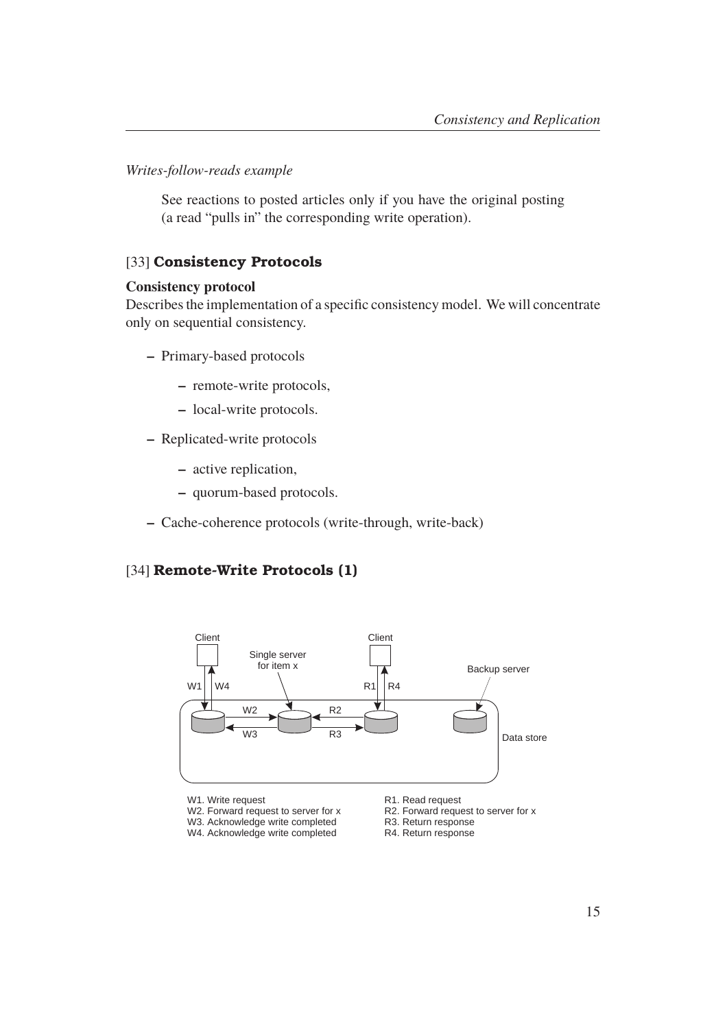*Writes-follow-reads example*

> See reactions to posted articles only if you have the original posting (a read "pulls in" the corresponding write operation).

## [33] Consistency Protocols

**Consistency protocol**
Describes the implementation of a specific consistency model. We will concentrate only on sequential consistency.

- Primary-based protocols
  - remote-write protocols,
  - local-write protocols.
- Replicated-write protocols
  - active replication,
  - quorum-based protocols.
- Cache-coherence protocols (write-through, write-back)

## [34] Remote-Write Protocols (1)

Client | Single server for item x | Client | Backup server | Data store

W1. Write request
W2. Forward request to server for x
W3. Acknowledge write completed
W4. Acknowledge write completed

R1. Read request
R2. Forward request to server for x
R3. Return response
R4. Return response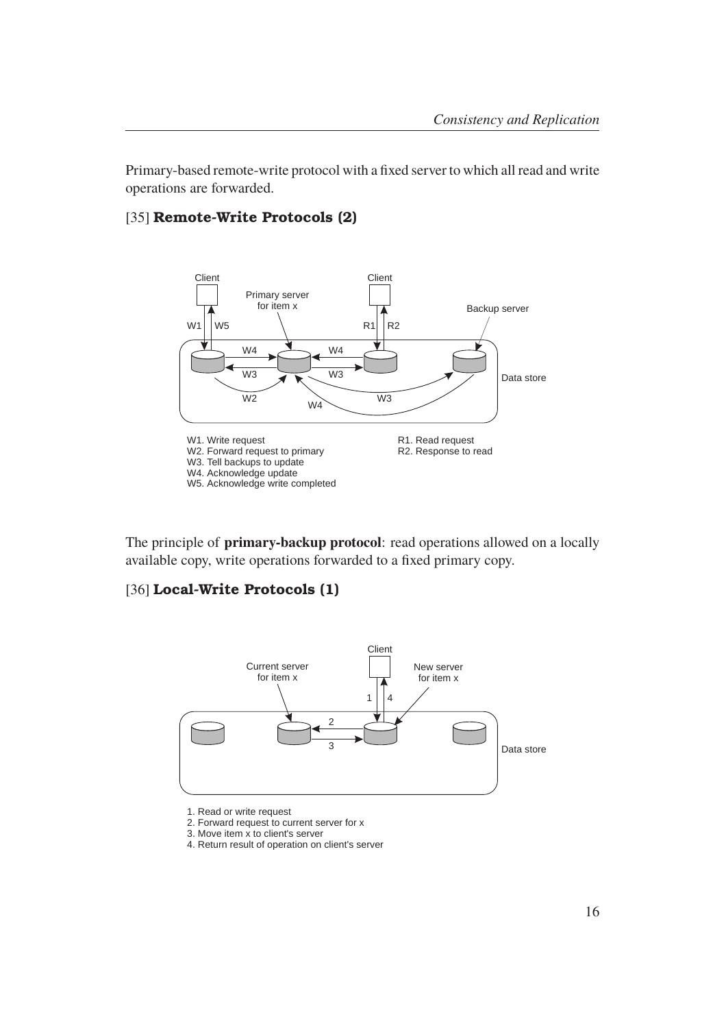Primary-based remote-write protocol with a fixed server to which all read and write operations are forwarded.

## [35] **Remote-Write Protocols (2)**

W1. Write request
W2. Forward request to primary
W3. Tell backups to update
W4. Acknowledge update
W5. Acknowledge write completed

R1. Read request
R2. Response to read

The principle of **primary-backup protocol**: read operations allowed on a locally available copy, write operations forwarded to a fixed primary copy.

## [36] **Local-Write Protocols (1)**

1. Read or write request
2. Forward request to current server for x
3. Move item x to client's server
4. Return result of operation on client's server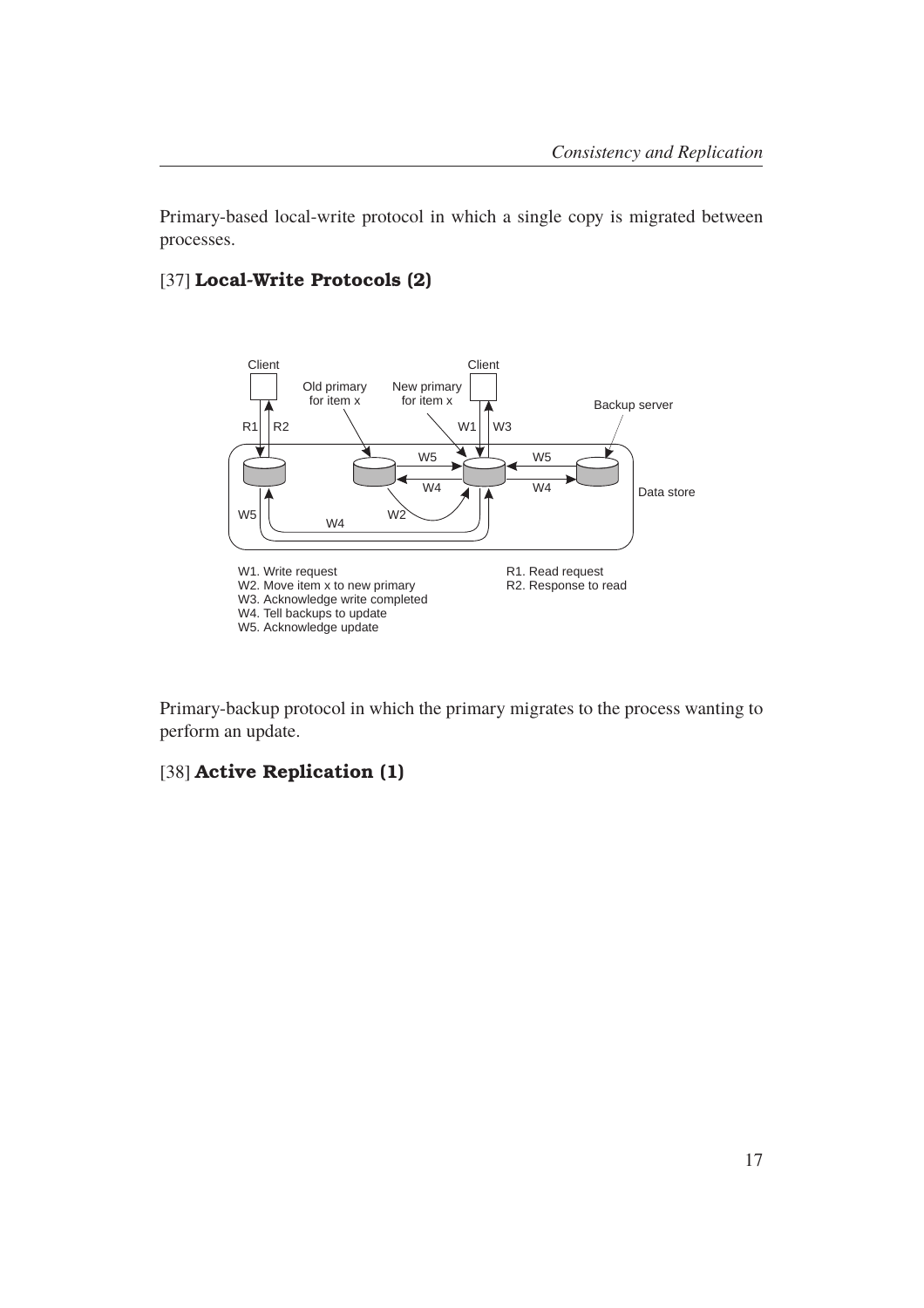Primary-based local-write protocol in which a single copy is migrated between processes.

## [37] **Local-Write Protocols (2)**

W1. Write request
W2. Move item x to new primary
W3. Acknowledge write completed
W4. Tell backups to update
W5. Acknowledge update

R1. Read request
R2. Response to read

Primary-backup protocol in which the primary migrates to the process wanting to perform an update.

## [38] **Active Replication (1)**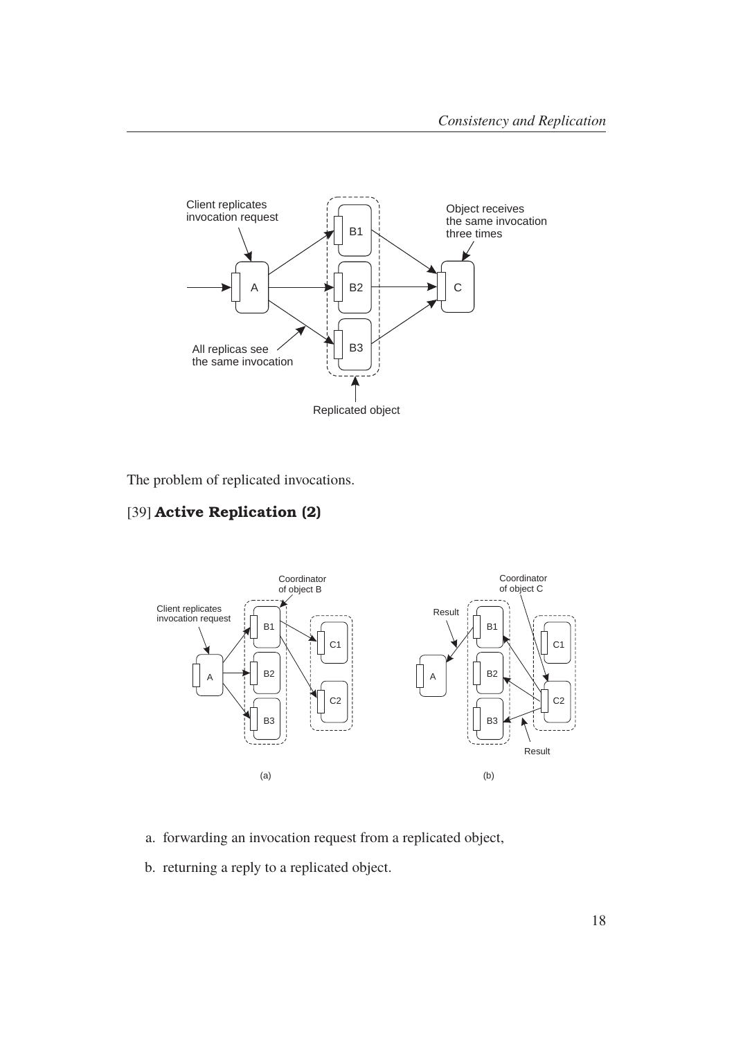The problem of replicated invocations.

## [39] **Active Replication (2)**

a. forwarding an invocation request from a replicated object,

b. returning a reply to a replicated object.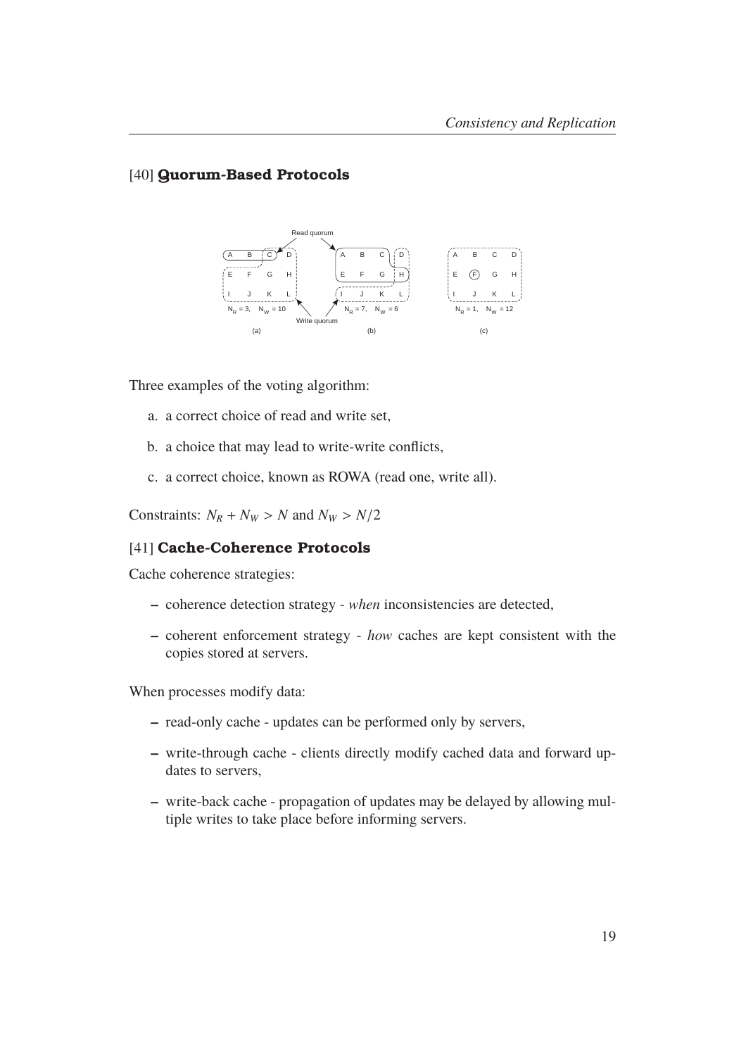## [40] **Quorum-Based Protocols**

Read quorum

A B C D
E F G H
I J K L
$N_R = 3$, $N_W = 10$
(a)

A B C D
E F G H
I J K L
$N_R = 7$, $N_W = 6$
(b)

A B C D
E F G H
I J K L
$N_R = 1$, $N_W = 12$
(c)

Write quorum

Three examples of the voting algorithm:

a. a correct choice of read and write set,

b. a choice that may lead to write-write conflicts,

c. a correct choice, known as ROWA (read one, write all).

Constraints: $N_R + N_W > N$ and $N_W > N/2$

## [41] **Cache-Coherence Protocols**

Cache coherence strategies:

- coherence detection strategy - *when* inconsistencies are detected,
- coherent enforcement strategy - *how* caches are kept consistent with the copies stored at servers.

When processes modify data:

- read-only cache - updates can be performed only by servers,
- write-through cache - clients directly modify cached data and forward updates to servers,
- write-back cache - propagation of updates may be delayed by allowing multiple writes to take place before informing servers.